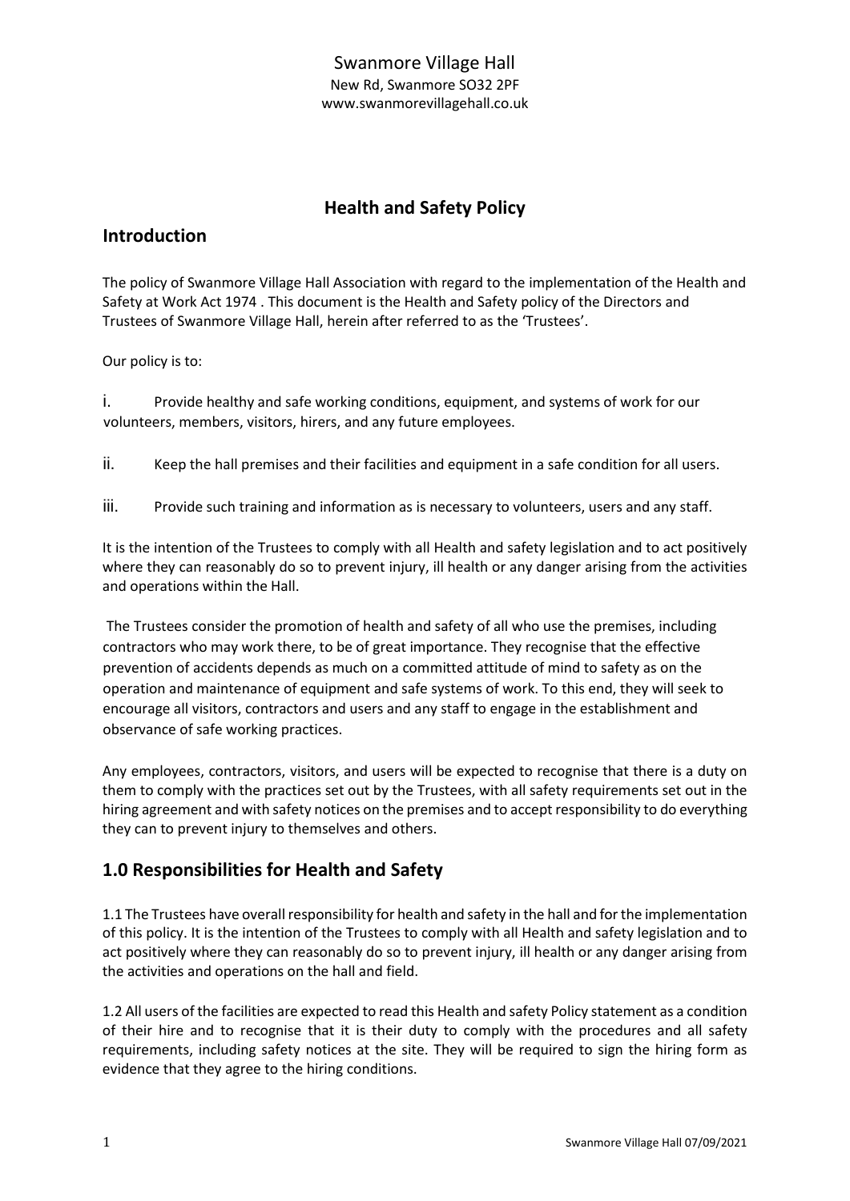Swanmore Village Hall
New Rd, Swanmore SO32 2PF
www.swanmorevillagehall.co.uk

# Health and Safety Policy

## Introduction

The policy of Swanmore Village Hall Association with regard to the implementation of the Health and Safety at Work Act 1974 . This document is the Health and Safety policy of the Directors and Trustees of Swanmore Village Hall, herein after referred to as the 'Trustees'.

Our policy is to:

i. Provide healthy and safe working conditions, equipment, and systems of work for our volunteers, members, visitors, hirers, and any future employees.

ii. Keep the hall premises and their facilities and equipment in a safe condition for all users.

iii. Provide such training and information as is necessary to volunteers, users and any staff.

It is the intention of the Trustees to comply with all Health and safety legislation and to act positively where they can reasonably do so to prevent injury, ill health or any danger arising from the activities and operations within the Hall.

The Trustees consider the promotion of health and safety of all who use the premises, including contractors who may work there, to be of great importance. They recognise that the effective prevention of accidents depends as much on a committed attitude of mind to safety as on the operation and maintenance of equipment and safe systems of work. To this end, they will seek to encourage all visitors, contractors and users and any staff to engage in the establishment and observance of safe working practices.

Any employees, contractors, visitors, and users will be expected to recognise that there is a duty on them to comply with the practices set out by the Trustees, with all safety requirements set out in the hiring agreement and with safety notices on the premises and to accept responsibility to do everything they can to prevent injury to themselves and others.

## 1.0 Responsibilities for Health and Safety

1.1 The Trustees have overall responsibility for health and safety in the hall and for the implementation of this policy. It is the intention of the Trustees to comply with all Health and safety legislation and to act positively where they can reasonably do so to prevent injury, ill health or any danger arising from the activities and operations on the hall and field.

1.2 All users of the facilities are expected to read this Health and safety Policy statement as a condition of their hire and to recognise that it is their duty to comply with the procedures and all safety requirements, including safety notices at the site. They will be required to sign the hiring form as evidence that they agree to the hiring conditions.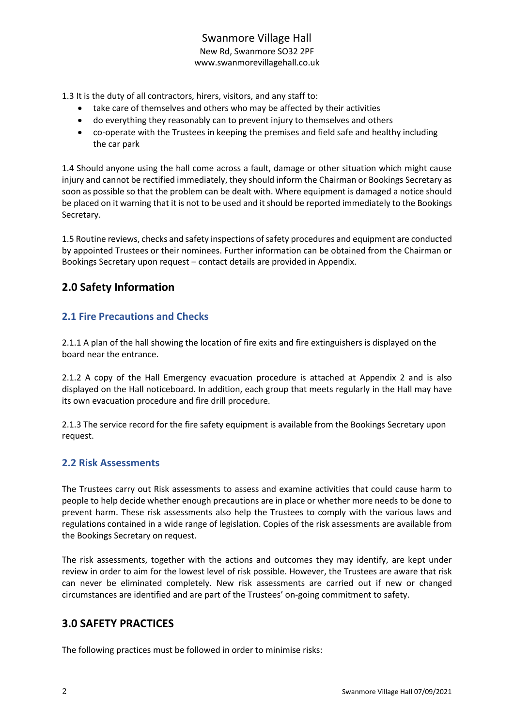1.3 It is the duty of all contractors, hirers, visitors, and any staff to:

- take care of themselves and others who may be affected by their activities
- do everything they reasonably can to prevent injury to themselves and others
- co-operate with the Trustees in keeping the premises and field safe and healthy including the car park

1.4 Should anyone using the hall come across a fault, damage or other situation which might cause injury and cannot be rectified immediately, they should inform the Chairman or Bookings Secretary as soon as possible so that the problem can be dealt with. Where equipment is damaged a notice should be placed on it warning that it is not to be used and it should be reported immediately to the Bookings Secretary.

1.5 Routine reviews, checks and safety inspections of safety procedures and equipment are conducted by appointed Trustees or their nominees. Further information can be obtained from the Chairman or Bookings Secretary upon request – contact details are provided in Appendix.

## 2.0 Safety Information

### 2.1 Fire Precautions and Checks

2.1.1 A plan of the hall showing the location of fire exits and fire extinguishers is displayed on the board near the entrance.

2.1.2 A copy of the Hall Emergency evacuation procedure is attached at Appendix 2 and is also displayed on the Hall noticeboard. In addition, each group that meets regularly in the Hall may have its own evacuation procedure and fire drill procedure.

2.1.3 The service record for the fire safety equipment is available from the Bookings Secretary upon request.

### 2.2 Risk Assessments

The Trustees carry out Risk assessments to assess and examine activities that could cause harm to people to help decide whether enough precautions are in place or whether more needs to be done to prevent harm. These risk assessments also help the Trustees to comply with the various laws and regulations contained in a wide range of legislation. Copies of the risk assessments are available from the Bookings Secretary on request.

The risk assessments, together with the actions and outcomes they may identify, are kept under review in order to aim for the lowest level of risk possible. However, the Trustees are aware that risk can never be eliminated completely. New risk assessments are carried out if new or changed circumstances are identified and are part of the Trustees' on-going commitment to safety.

## 3.0 SAFETY PRACTICES

The following practices must be followed in order to minimise risks: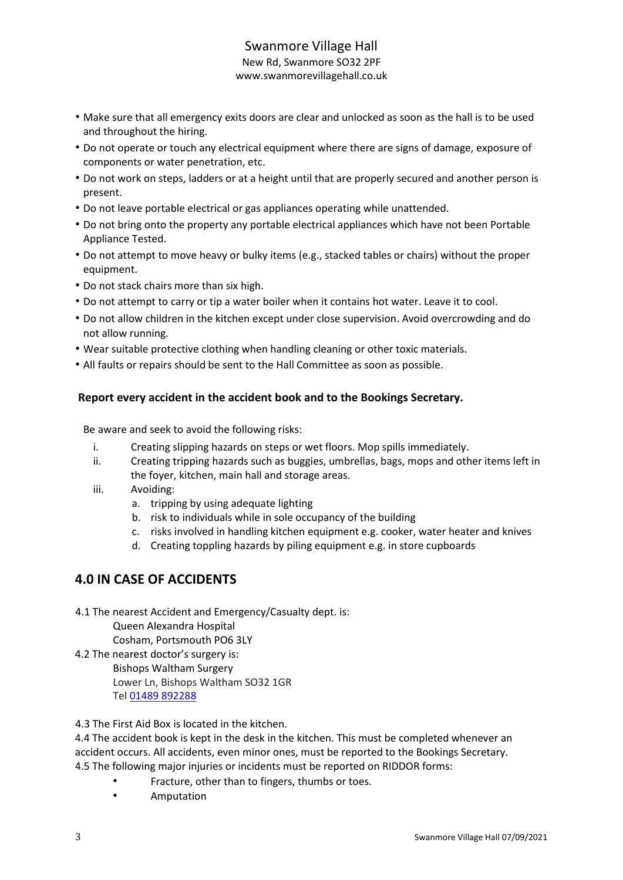- Make sure that all emergency exits doors are clear and unlocked as soon as the hall is to be used and throughout the hiring.
- Do not operate or touch any electrical equipment where there are signs of damage, exposure of components or water penetration, etc.
- Do not work on steps, ladders or at a height until that are properly secured and another person is present.
- Do not leave portable electrical or gas appliances operating while unattended.
- Do not bring onto the property any portable electrical appliances which have not been Portable Appliance Tested.
- Do not attempt to move heavy or bulky items (e.g., stacked tables or chairs) without the proper equipment.
- Do not stack chairs more than six high.
- Do not attempt to carry or tip a water boiler when it contains hot water. Leave it to cool.
- Do not allow children in the kitchen except under close supervision. Avoid overcrowding and do not allow running.
- Wear suitable protective clothing when handling cleaning or other toxic materials.
- All faults or repairs should be sent to the Hall Committee as soon as possible.

**Report every accident in the accident book and to the Bookings Secretary.**

Be aware and seek to avoid the following risks:

i. Creating slipping hazards on steps or wet floors. Mop spills immediately.

ii. Creating tripping hazards such as buggies, umbrellas, bags, mops and other items left in the foyer, kitchen, main hall and storage areas.

iii. Avoiding:

   a. tripping by using adequate lighting
   b. risk to individuals while in sole occupancy of the building
   c. risks involved in handling kitchen equipment e.g. cooker, water heater and knives
   d. Creating toppling hazards by piling equipment e.g. in store cupboards

## 4.0 IN CASE OF ACCIDENTS

4.1 The nearest Accident and Emergency/Casualty dept. is:
Queen Alexandra Hospital
Cosham, Portsmouth PO6 3LY

4.2 The nearest doctor's surgery is:
Bishops Waltham Surgery
Lower Ln, Bishops Waltham SO32 1GR
Tel 01489 892288

4.3 The First Aid Box is located in the kitchen.

4.4 The accident book is kept in the desk in the kitchen. This must be completed whenever an accident occurs. All accidents, even minor ones, must be reported to the Bookings Secretary.

4.5 The following major injuries or incidents must be reported on RIDDOR forms:

- Fracture, other than to fingers, thumbs or toes.
- Amputation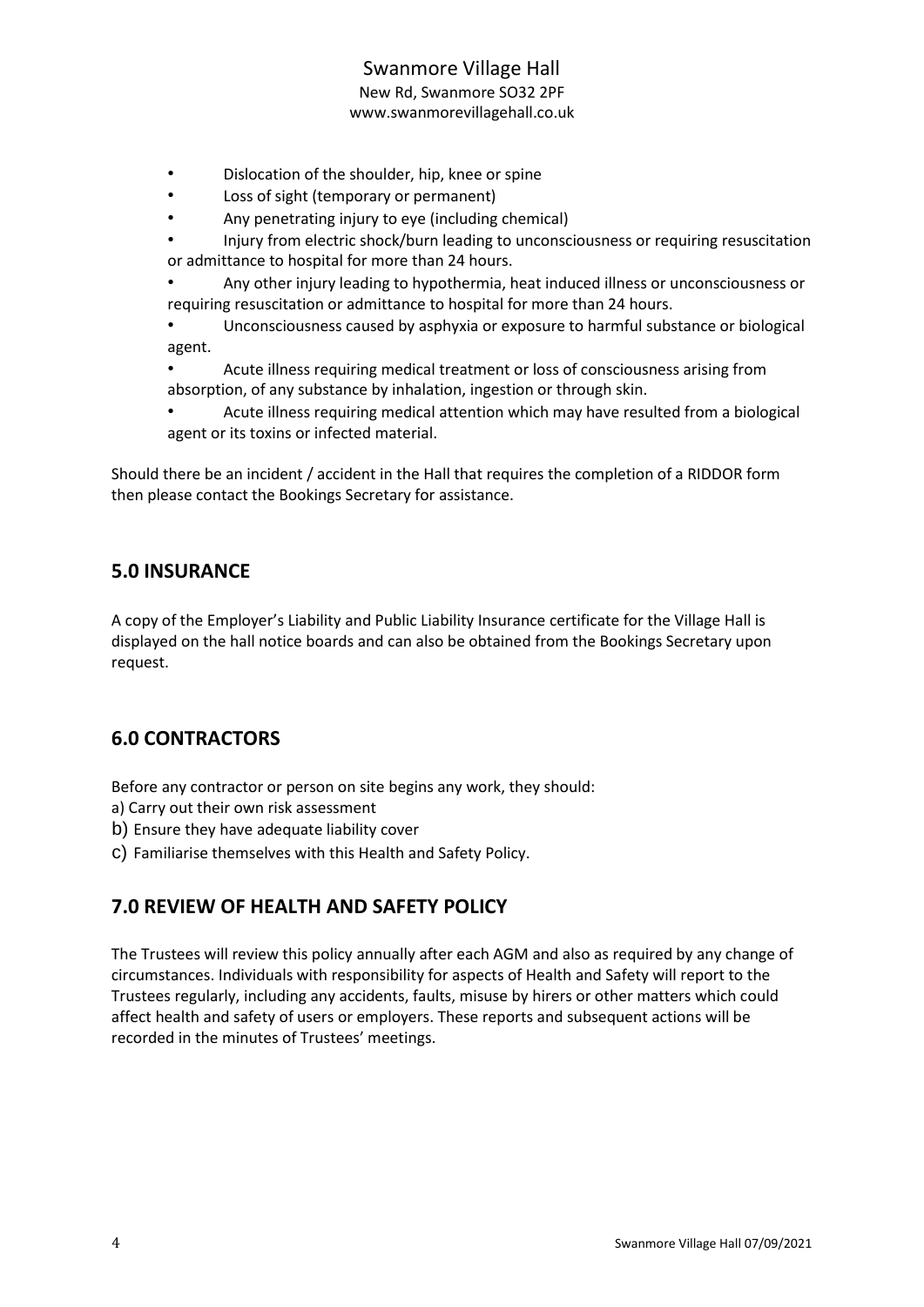- Dislocation of the shoulder, hip, knee or spine
- Loss of sight (temporary or permanent)
- Any penetrating injury to eye (including chemical)
- Injury from electric shock/burn leading to unconsciousness or requiring resuscitation or admittance to hospital for more than 24 hours.
- Any other injury leading to hypothermia, heat induced illness or unconsciousness or requiring resuscitation or admittance to hospital for more than 24 hours.
- Unconsciousness caused by asphyxia or exposure to harmful substance or biological agent.
- Acute illness requiring medical treatment or loss of consciousness arising from absorption, of any substance by inhalation, ingestion or through skin.
- Acute illness requiring medical attention which may have resulted from a biological agent or its toxins or infected material.

Should there be an incident / accident in the Hall that requires the completion of a RIDDOR form then please contact the Bookings Secretary for assistance.

## 5.0 INSURANCE

A copy of the Employer's Liability and Public Liability Insurance certificate for the Village Hall is displayed on the hall notice boards and can also be obtained from the Bookings Secretary upon request.

## 6.0 CONTRACTORS

Before any contractor or person on site begins any work, they should:

a) Carry out their own risk assessment
b) Ensure they have adequate liability cover
c) Familiarise themselves with this Health and Safety Policy.

## 7.0 REVIEW OF HEALTH AND SAFETY POLICY

The Trustees will review this policy annually after each AGM and also as required by any change of circumstances. Individuals with responsibility for aspects of Health and Safety will report to the Trustees regularly, including any accidents, faults, misuse by hirers or other matters which could affect health and safety of users or employers. These reports and subsequent actions will be recorded in the minutes of Trustees' meetings.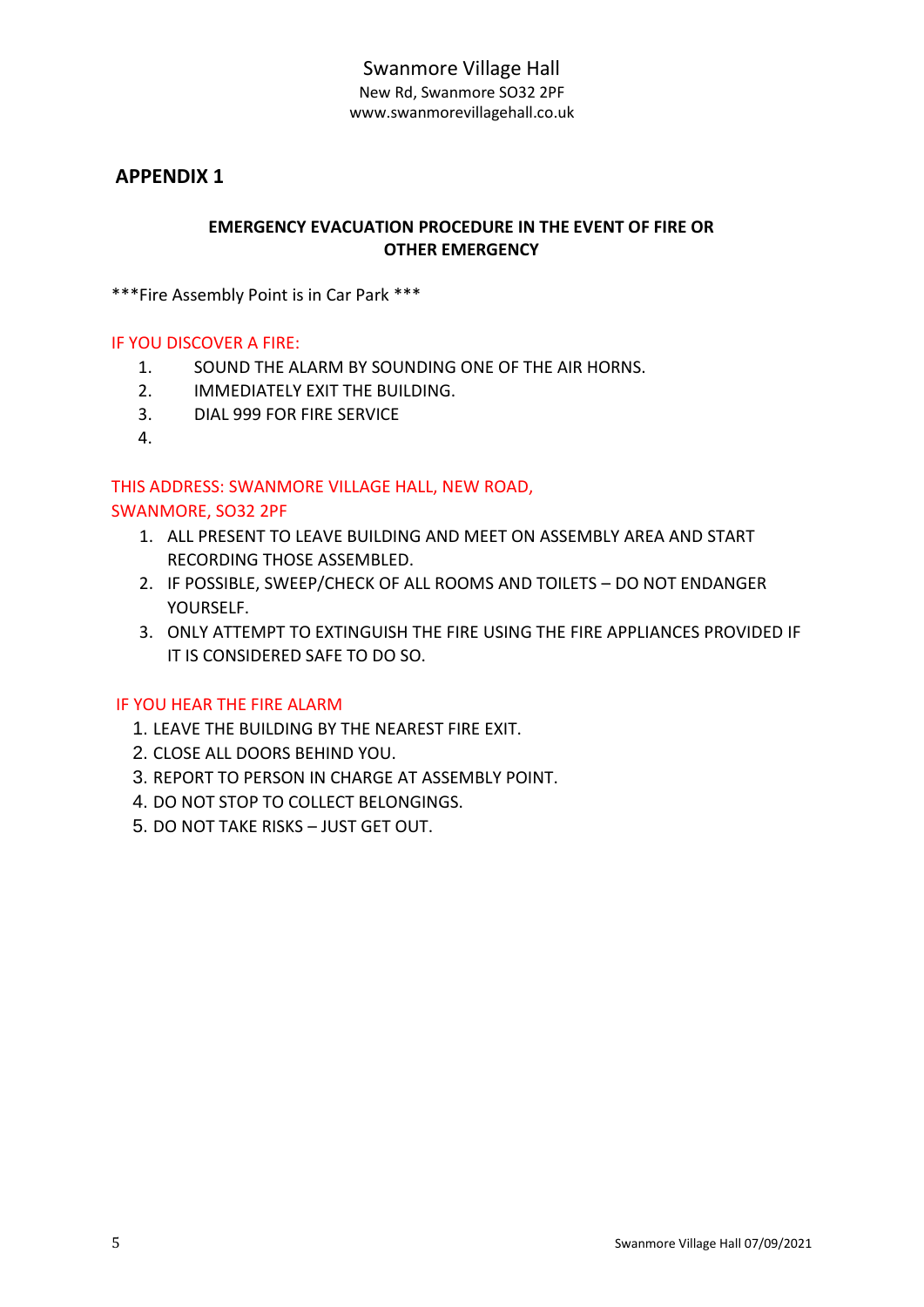Swanmore Village Hall
New Rd, Swanmore SO32 2PF
www.swanmorevillagehall.co.uk

## APPENDIX 1

### EMERGENCY EVACUATION PROCEDURE IN THE EVENT OF FIRE OR OTHER EMERGENCY

***Fire Assembly Point is in Car Park ***

IF YOU DISCOVER A FIRE:

1. SOUND THE ALARM BY SOUNDING ONE OF THE AIR HORNS.
2. IMMEDIATELY EXIT THE BUILDING.
3. DIAL 999 FOR FIRE SERVICE
4. 

THIS ADDRESS: SWANMORE VILLAGE HALL, NEW ROAD, SWANMORE, SO32 2PF

1. ALL PRESENT TO LEAVE BUILDING AND MEET ON ASSEMBLY AREA AND START RECORDING THOSE ASSEMBLED.
2. IF POSSIBLE, SWEEP/CHECK OF ALL ROOMS AND TOILETS – DO NOT ENDANGER YOURSELF.
3. ONLY ATTEMPT TO EXTINGUISH THE FIRE USING THE FIRE APPLIANCES PROVIDED IF IT IS CONSIDERED SAFE TO DO SO.

IF YOU HEAR THE FIRE ALARM

1. LEAVE THE BUILDING BY THE NEAREST FIRE EXIT.
2. CLOSE ALL DOORS BEHIND YOU.
3. REPORT TO PERSON IN CHARGE AT ASSEMBLY POINT.
4. DO NOT STOP TO COLLECT BELONGINGS.
5. DO NOT TAKE RISKS – JUST GET OUT.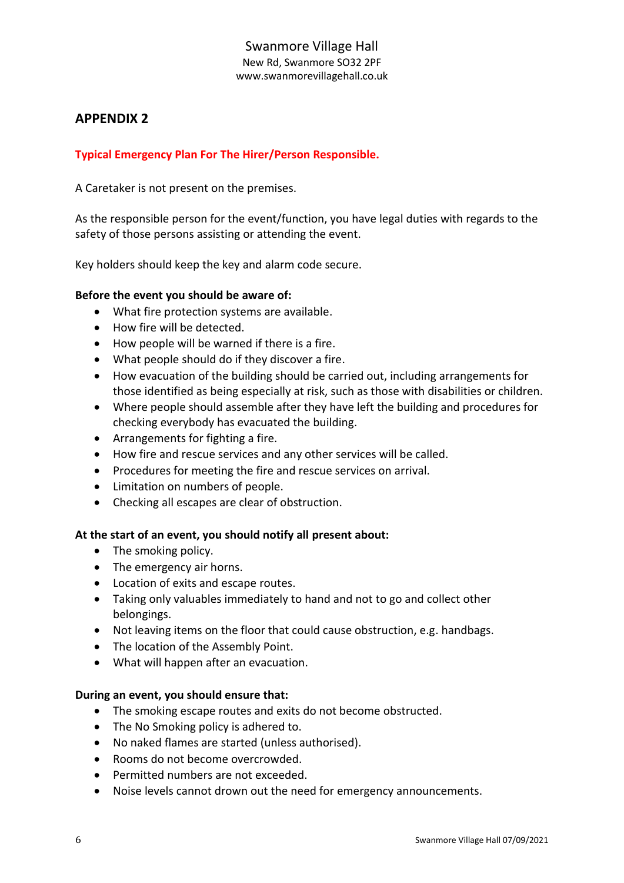Swanmore Village Hall
New Rd, Swanmore SO32 2PF
www.swanmorevillagehall.co.uk

## APPENDIX 2

**Typical Emergency Plan For The Hirer/Person Responsible.**

A Caretaker is not present on the premises.

As the responsible person for the event/function, you have legal duties with regards to the safety of those persons assisting or attending the event.

Key holders should keep the key and alarm code secure.

**Before the event you should be aware of:**

- What fire protection systems are available.
- How fire will be detected.
- How people will be warned if there is a fire.
- What people should do if they discover a fire.
- How evacuation of the building should be carried out, including arrangements for those identified as being especially at risk, such as those with disabilities or children.
- Where people should assemble after they have left the building and procedures for checking everybody has evacuated the building.
- Arrangements for fighting a fire.
- How fire and rescue services and any other services will be called.
- Procedures for meeting the fire and rescue services on arrival.
- Limitation on numbers of people.
- Checking all escapes are clear of obstruction.

**At the start of an event, you should notify all present about:**

- The smoking policy.
- The emergency air horns.
- Location of exits and escape routes.
- Taking only valuables immediately to hand and not to go and collect other belongings.
- Not leaving items on the floor that could cause obstruction, e.g. handbags.
- The location of the Assembly Point.
- What will happen after an evacuation.

**During an event, you should ensure that:**

- The smoking escape routes and exits do not become obstructed.
- The No Smoking policy is adhered to.
- No naked flames are started (unless authorised).
- Rooms do not become overcrowded.
- Permitted numbers are not exceeded.
- Noise levels cannot drown out the need for emergency announcements.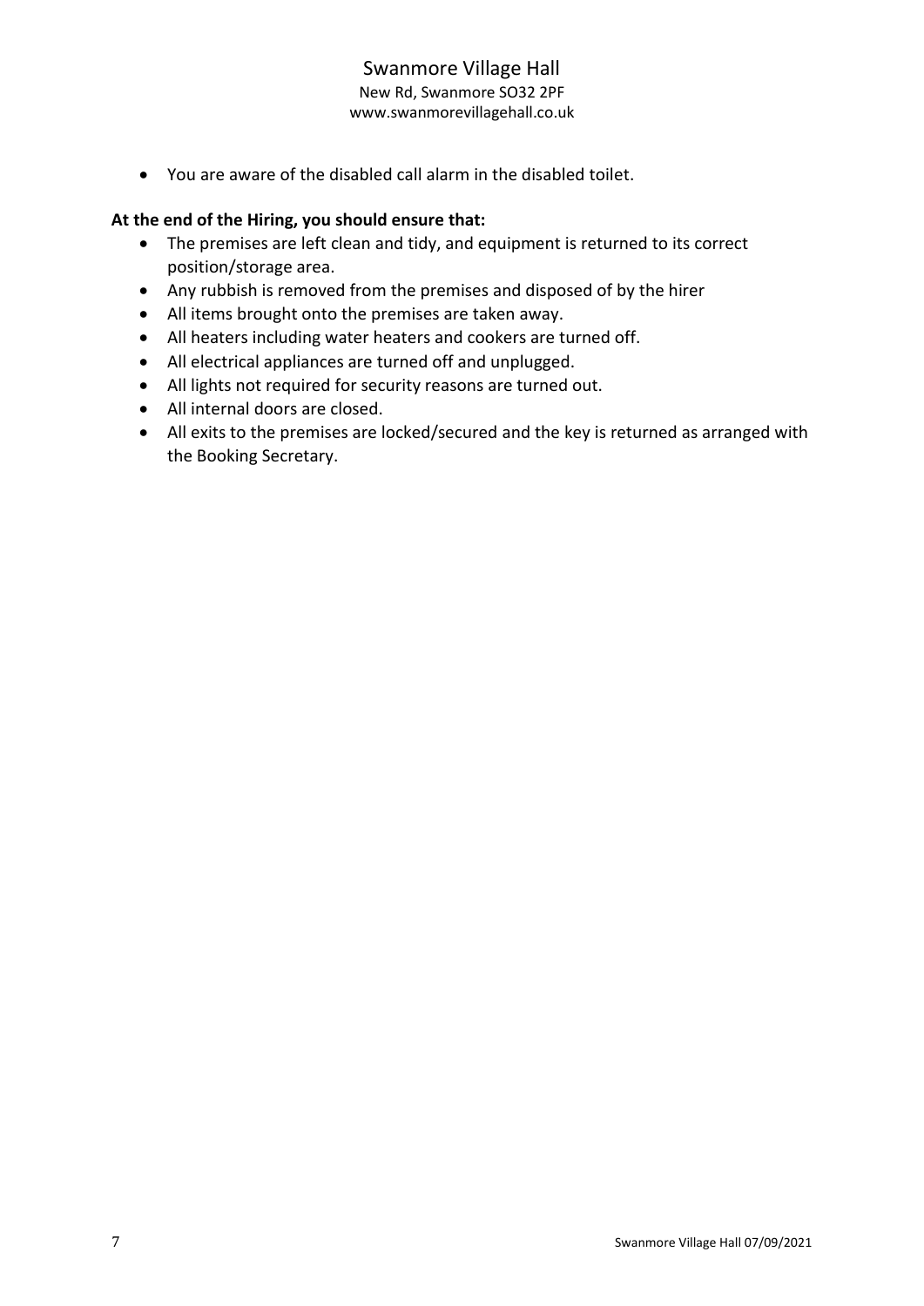- You are aware of the disabled call alarm in the disabled toilet.

**At the end of the Hiring, you should ensure that:**

- The premises are left clean and tidy, and equipment is returned to its correct position/storage area.
- Any rubbish is removed from the premises and disposed of by the hirer
- All items brought onto the premises are taken away.
- All heaters including water heaters and cookers are turned off.
- All electrical appliances are turned off and unplugged.
- All lights not required for security reasons are turned out.
- All internal doors are closed.
- All exits to the premises are locked/secured and the key is returned as arranged with the Booking Secretary.